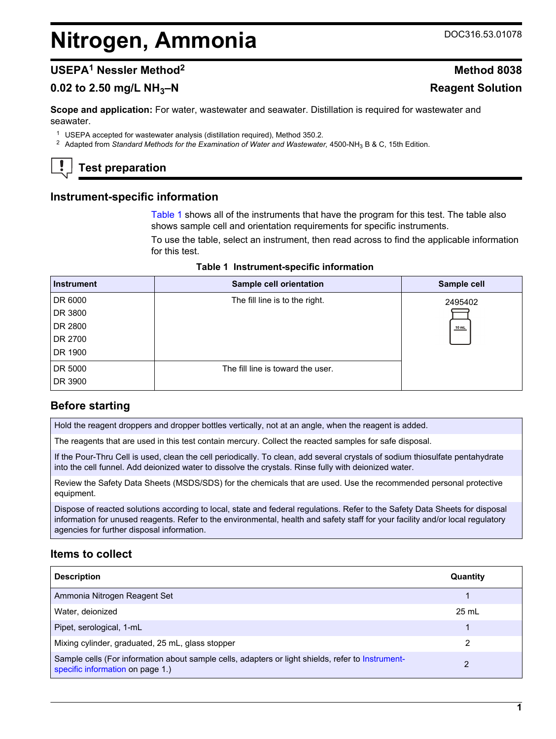# Nitrogen, Ammonia

DOC316.53.01078

## USEPA[1] Nessler Method[2] — Method 8038

## 0.02 to 2.50 mg/L $NH_3$–N — Reagent Solution

**Scope and application:** For water, wastewater and seawater. Distillation is required for wastewater and seawater.

[1] USEPA accepted for wastewater analysis (distillation required), Method 350.2.

[2] Adapted from *Standard Methods for the Examination of Water and Wastewater,* 4500-$NH_3$ B & C, 15th Edition.

## Test preparation

### Instrument-specific information

Table 1 shows all of the instruments that have the program for this test. The table also shows sample cell and orientation requirements for specific instruments.

To use the table, select an instrument, then read across to find the applicable information for this test.

**Table 1 Instrument-specific information**

| Instrument | Sample cell orientation | Sample cell |
|---|---|---|
| DR 6000<br>DR 3800<br>DR 2800<br>DR 2700<br>DR 1900 | The fill line is to the right. | 2495402 |
| DR 5000<br>DR 3900 | The fill line is toward the user. | |

### Before starting

Hold the reagent droppers and dropper bottles vertically, not at an angle, when the reagent is added.

The reagents that are used in this test contain mercury. Collect the reacted samples for safe disposal.

If the Pour-Thru Cell is used, clean the cell periodically. To clean, add several crystals of sodium thiosulfate pentahydrate into the cell funnel. Add deionized water to dissolve the crystals. Rinse fully with deionized water.

Review the Safety Data Sheets (MSDS/SDS) for the chemicals that are used. Use the recommended personal protective equipment.

Dispose of reacted solutions according to local, state and federal regulations. Refer to the Safety Data Sheets for disposal information for unused reagents. Refer to the environmental, health and safety staff for your facility and/or local regulatory agencies for further disposal information.

### Items to collect

| Description | Quantity |
|---|---|
| Ammonia Nitrogen Reagent Set | 1 |
| Water, deionized | 25 mL |
| Pipet, serological, 1-mL | 1 |
| Mixing cylinder, graduated, 25 mL, glass stopper | 2 |
| Sample cells (For information about sample cells, adapters or light shields, refer to Instrument-specific information on page 1.) | 2 |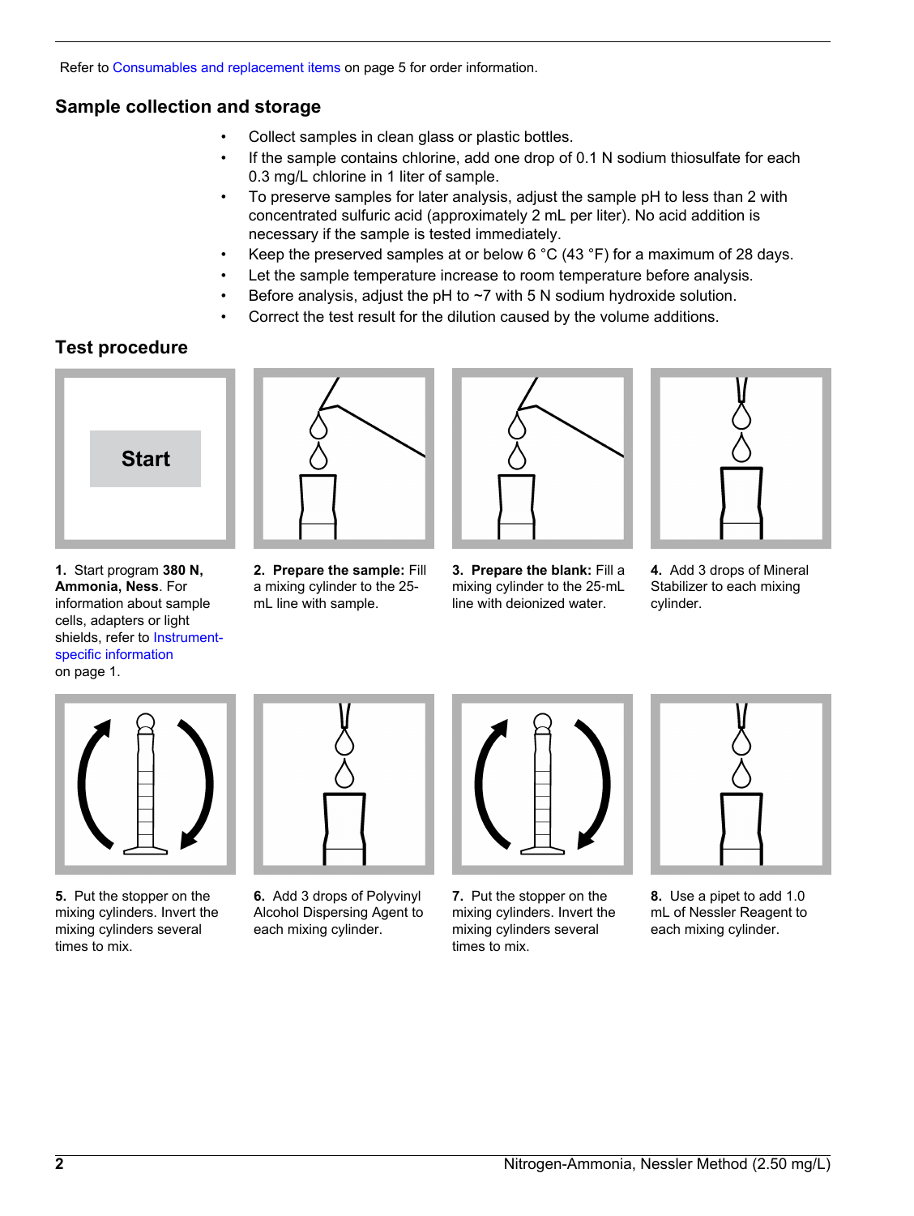Refer to Consumables and replacement items on page 5 for order information.

## Sample collection and storage

- Collect samples in clean glass or plastic bottles.
- If the sample contains chlorine, add one drop of 0.1 N sodium thiosulfate for each 0.3 mg/L chlorine in 1 liter of sample.
- To preserve samples for later analysis, adjust the sample pH to less than 2 with concentrated sulfuric acid (approximately 2 mL per liter). No acid addition is necessary if the sample is tested immediately.
- Keep the preserved samples at or below 6 °C (43 °F) for a maximum of 28 days.
- Let the sample temperature increase to room temperature before analysis.
- Before analysis, adjust the pH to ~7 with 5 N sodium hydroxide solution.
- Correct the test result for the dilution caused by the volume additions.

## Test procedure

Start

**1.** Start program **380 N, Ammonia, Ness**. For information about sample cells, adapters or light shields, refer to Instrument-specific information on page 1.

**2. Prepare the sample:** Fill a mixing cylinder to the 25-mL line with sample.

**3. Prepare the blank:** Fill a mixing cylinder to the 25-mL line with deionized water.

**4.** Add 3 drops of Mineral Stabilizer to each mixing cylinder.

**5.** Put the stopper on the mixing cylinders. Invert the mixing cylinders several times to mix.

**6.** Add 3 drops of Polyvinyl Alcohol Dispersing Agent to each mixing cylinder.

**7.** Put the stopper on the mixing cylinders. Invert the mixing cylinders several times to mix.

**8.** Use a pipet to add 1.0 mL of Nessler Reagent to each mixing cylinder.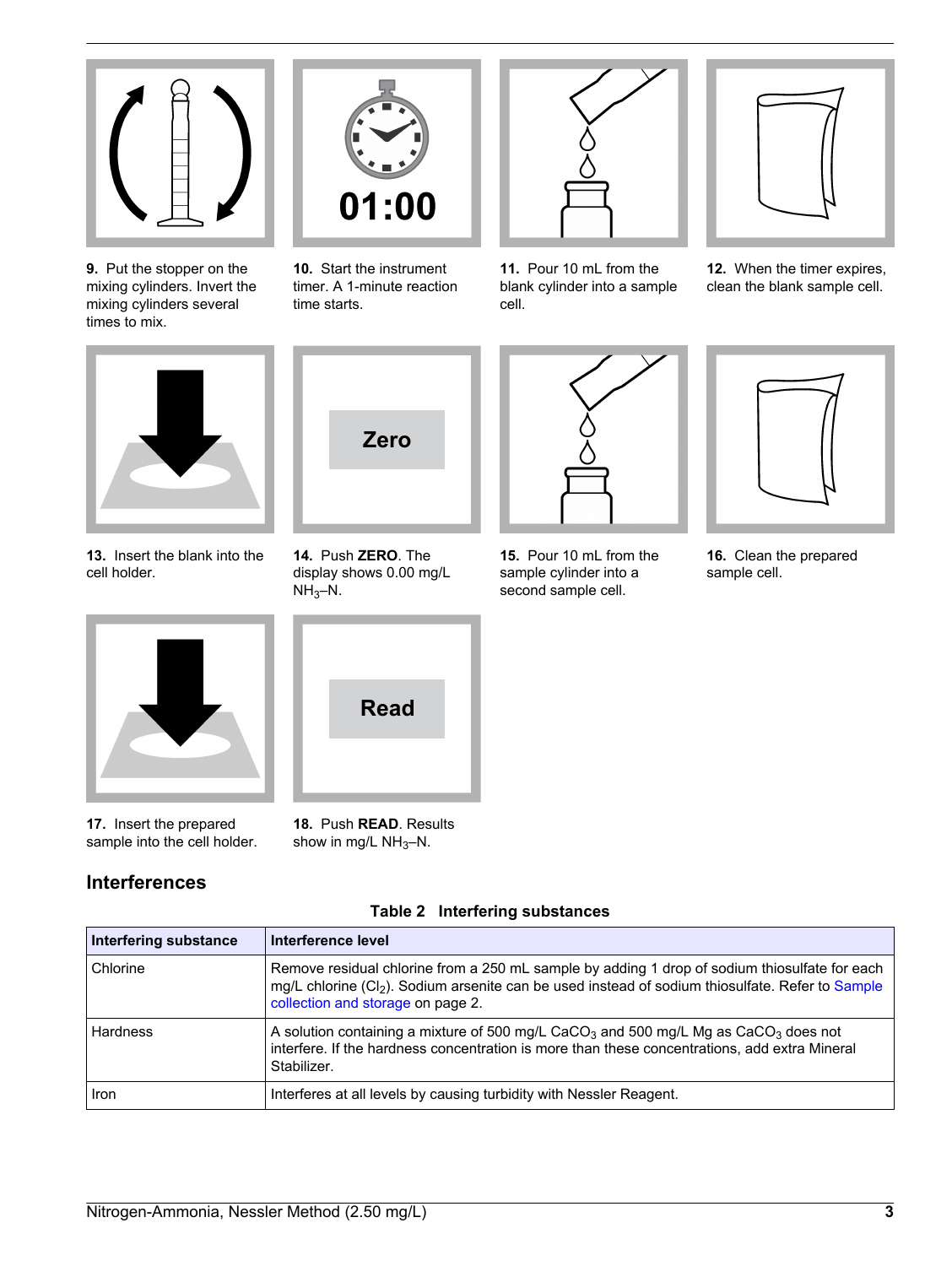**9.** Put the stopper on the mixing cylinders. Invert the mixing cylinders several times to mix.

**10.** Start the instrument timer. A 1-minute reaction time starts.

**11.** Pour 10 mL from the blank cylinder into a sample cell.

**12.** When the timer expires, clean the blank sample cell.

**13.** Insert the blank into the cell holder.

**14.** Push **ZERO**. The display shows 0.00 mg/L $NH_3$–N.

**15.** Pour 10 mL from the sample cylinder into a second sample cell.

**16.** Clean the prepared sample cell.

**17.** Insert the prepared sample into the cell holder.

**18.** Push **READ**. Results show in mg/L $NH_3$–N.

## Interferences

**Table 2 Interfering substances**

| Interfering substance | Interference level |
| --- | --- |
| Chlorine | Remove residual chlorine from a 250 mL sample by adding 1 drop of sodium thiosulfate for each mg/L chlorine ($Cl_2$). Sodium arsenite can be used instead of sodium thiosulfate. Refer to Sample collection and storage on page 2. |
| Hardness | A solution containing a mixture of 500 mg/L $CaCO_3$ and 500 mg/L Mg as $CaCO_3$ does not interfere. If the hardness concentration is more than these concentrations, add extra Mineral Stabilizer. |
| Iron | Interferes at all levels by causing turbidity with Nessler Reagent. |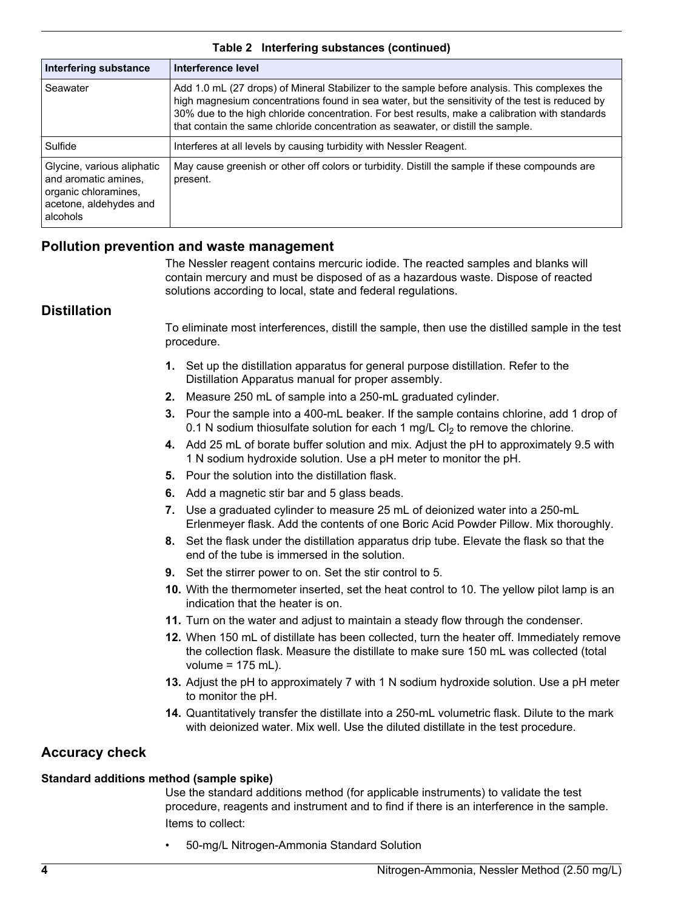**Table 2 Interfering substances (continued)**

| Interfering substance | Interference level |
| --- | --- |
| Seawater | Add 1.0 mL (27 drops) of Mineral Stabilizer to the sample before analysis. This complexes the high magnesium concentrations found in sea water, but the sensitivity of the test is reduced by 30% due to the high chloride concentration. For best results, make a calibration with standards that contain the same chloride concentration as seawater, or distill the sample. |
| Sulfide | Interferes at all levels by causing turbidity with Nessler Reagent. |
| Glycine, various aliphatic and aromatic amines, organic chloramines, acetone, aldehydes and alcohols | May cause greenish or other off colors or turbidity. Distill the sample if these compounds are present. |

## Pollution prevention and waste management

The Nessler reagent contains mercuric iodide. The reacted samples and blanks will contain mercury and must be disposed of as a hazardous waste. Dispose of reacted solutions according to local, state and federal regulations.

## Distillation

To eliminate most interferences, distill the sample, then use the distilled sample in the test procedure.

1. Set up the distillation apparatus for general purpose distillation. Refer to the Distillation Apparatus manual for proper assembly.
2. Measure 250 mL of sample into a 250-mL graduated cylinder.
3. Pour the sample into a 400-mL beaker. If the sample contains chlorine, add 1 drop of 0.1 N sodium thiosulfate solution for each 1 mg/L $Cl_2$ to remove the chlorine.
4. Add 25 mL of borate buffer solution and mix. Adjust the pH to approximately 9.5 with 1 N sodium hydroxide solution. Use a pH meter to monitor the pH.
5. Pour the solution into the distillation flask.
6. Add a magnetic stir bar and 5 glass beads.
7. Use a graduated cylinder to measure 25 mL of deionized water into a 250-mL Erlenmeyer flask. Add the contents of one Boric Acid Powder Pillow. Mix thoroughly.
8. Set the flask under the distillation apparatus drip tube. Elevate the flask so that the end of the tube is immersed in the solution.
9. Set the stirrer power to on. Set the stir control to 5.
10. With the thermometer inserted, set the heat control to 10. The yellow pilot lamp is an indication that the heater is on.
11. Turn on the water and adjust to maintain a steady flow through the condenser.
12. When 150 mL of distillate has been collected, turn the heater off. Immediately remove the collection flask. Measure the distillate to make sure 150 mL was collected (total volume = 175 mL).
13. Adjust the pH to approximately 7 with 1 N sodium hydroxide solution. Use a pH meter to monitor the pH.
14. Quantitatively transfer the distillate into a 250-mL volumetric flask. Dilute to the mark with deionized water. Mix well. Use the diluted distillate in the test procedure.

## Accuracy check

### Standard additions method (sample spike)

Use the standard additions method (for applicable instruments) to validate the test procedure, reagents and instrument and to find if there is an interference in the sample.

Items to collect:

- 50-mg/L Nitrogen-Ammonia Standard Solution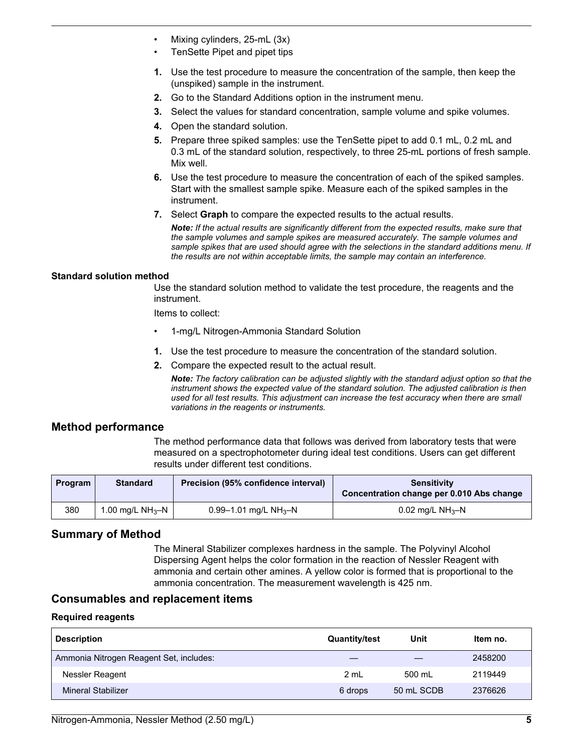- Mixing cylinders, 25-mL (3x)
- TenSette Pipet and pipet tips

1. Use the test procedure to measure the concentration of the sample, then keep the (unspiked) sample in the instrument.
2. Go to the Standard Additions option in the instrument menu.
3. Select the values for standard concentration, sample volume and spike volumes.
4. Open the standard solution.
5. Prepare three spiked samples: use the TenSette pipet to add 0.1 mL, 0.2 mL and 0.3 mL of the standard solution, respectively, to three 25-mL portions of fresh sample. Mix well.
6. Use the test procedure to measure the concentration of each of the spiked samples. Start with the smallest sample spike. Measure each of the spiked samples in the instrument.
7. Select **Graph** to compare the expected results to the actual results.

   ***Note:** If the actual results are significantly different from the expected results, make sure that the sample volumes and sample spikes are measured accurately. The sample volumes and sample spikes that are used should agree with the selections in the standard additions menu. If the results are not within acceptable limits, the sample may contain an interference.*

### Standard solution method

Use the standard solution method to validate the test procedure, the reagents and the instrument.

Items to collect:

- 1-mg/L Nitrogen-Ammonia Standard Solution

1. Use the test procedure to measure the concentration of the standard solution.
2. Compare the expected result to the actual result.

   ***Note:** The factory calibration can be adjusted slightly with the standard adjust option so that the instrument shows the expected value of the standard solution. The adjusted calibration is then used for all test results. This adjustment can increase the test accuracy when there are small variations in the reagents or instruments.*

## Method performance

The method performance data that follows was derived from laboratory tests that were measured on a spectrophotometer during ideal test conditions. Users can get different results under different test conditions.

| Program | Standard | Precision (95% confidence interval) | Sensitivity Concentration change per 0.010 Abs change |
|---|---|---|---|
| 380 | 1.00 mg/L $NH_3$–N | 0.99–1.01 mg/L $NH_3$–N | 0.02 mg/L $NH_3$–N |

## Summary of Method

The Mineral Stabilizer complexes hardness in the sample. The Polyvinyl Alcohol Dispersing Agent helps the color formation in the reaction of Nessler Reagent with ammonia and certain other amines. A yellow color is formed that is proportional to the ammonia concentration. The measurement wavelength is 425 nm.

## Consumables and replacement items

### Required reagents

| Description | Quantity/test | Unit | Item no. |
|---|---|---|---|
| Ammonia Nitrogen Reagent Set, includes: | — | — | 2458200 |
| Nessler Reagent | 2 mL | 500 mL | 2119449 |
| Mineral Stabilizer | 6 drops | 50 mL SCDB | 2376626 |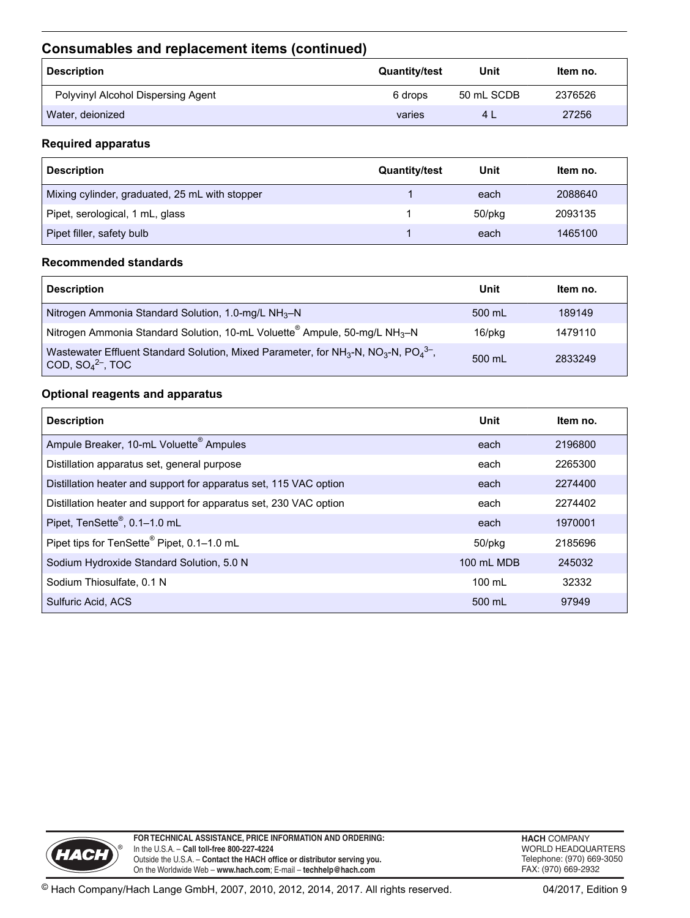## Consumables and replacement items (continued)

| Description | Quantity/test | Unit | Item no. |
|---|---|---|---|
| Polyvinyl Alcohol Dispersing Agent | 6 drops | 50 mL SCDB | 2376526 |
| Water, deionized | varies | 4 L | 27256 |

### Required apparatus

| Description | Quantity/test | Unit | Item no. |
|---|---|---|---|
| Mixing cylinder, graduated, 25 mL with stopper | 1 | each | 2088640 |
| Pipet, serological, 1 mL, glass | 1 | 50/pkg | 2093135 |
| Pipet filler, safety bulb | 1 | each | 1465100 |

### Recommended standards

| Description | Unit | Item no. |
|---|---|---|
| Nitrogen Ammonia Standard Solution, 1.0-mg/L $NH_3$–N | 500 mL | 189149 |
| Nitrogen Ammonia Standard Solution, 10-mL Voluette® Ampule, 50-mg/L $NH_3$–N | 16/pkg | 1479110 |
| Wastewater Effluent Standard Solution, Mixed Parameter, for $NH_3$-N, $NO_3$-N, $PO_4^{3-}$, COD, $SO_4^{2-}$, TOC | 500 mL | 2833249 |

### Optional reagents and apparatus

| Description | Unit | Item no. |
|---|---|---|
| Ampule Breaker, 10-mL Voluette® Ampules | each | 2196800 |
| Distillation apparatus set, general purpose | each | 2265300 |
| Distillation heater and support for apparatus set, 115 VAC option | each | 2274400 |
| Distillation heater and support for apparatus set, 230 VAC option | each | 2274402 |
| Pipet, TenSette®, 0.1–1.0 mL | each | 1970001 |
| Pipet tips for TenSette® Pipet, 0.1–1.0 mL | 50/pkg | 2185696 |
| Sodium Hydroxide Standard Solution, 5.0 N | 100 mL MDB | 245032 |
| Sodium Thiosulfate, 0.1 N | 100 mL | 32332 |
| Sulfuric Acid, ACS | 500 mL | 97949 |

**FOR TECHNICAL ASSISTANCE, PRICE INFORMATION AND ORDERING:**
In the U.S.A. – **Call toll-free 800-227-4224**
Outside the U.S.A. – **Contact the HACH office or distributor serving you.**
On the Worldwide Web – **www.hach.com**; E-mail – **techhelp@hach.com**

**HACH** COMPANY
WORLD HEADQUARTERS
Telephone: (970) 669-3050
FAX: (970) 669-2932

© Hach Company/Hach Lange GmbH, 2007, 2010, 2012, 2014, 2017. All rights reserved.

04/2017, Edition 9